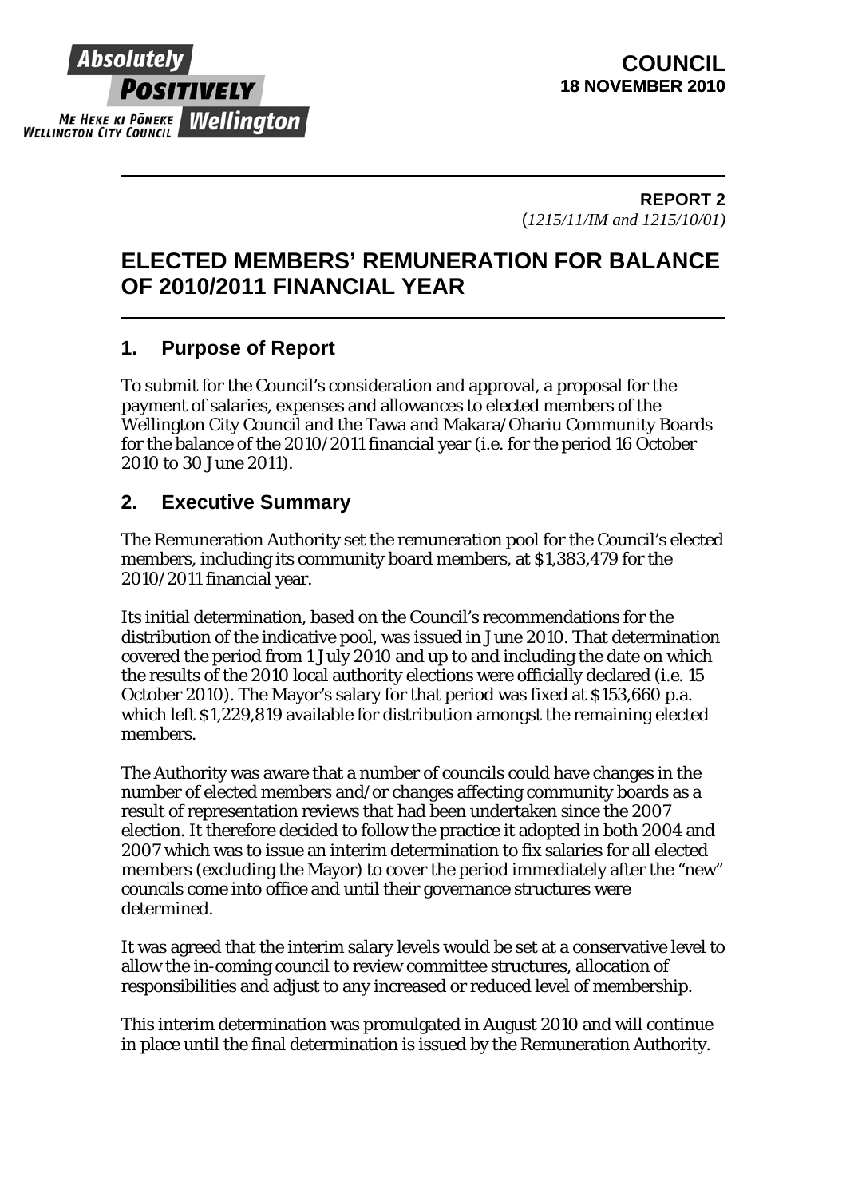Absolutely **POSITIVELY** Wellington

ME HEKE KI PŌNEKE
WELLINGTON CITY COUNCIL

**COUNCIL**
**18 NOVEMBER 2010**

**REPORT 2**
(*1215/11/IM and 1215/10/01*)

# ELECTED MEMBERS' REMUNERATION FOR BALANCE OF 2010/2011 FINANCIAL YEAR

## 1. Purpose of Report

To submit for the Council's consideration and approval, a proposal for the payment of salaries, expenses and allowances to elected members of the Wellington City Council and the Tawa and Makara/Ohariu Community Boards for the balance of the 2010/2011 financial year (i.e. for the period 16 October 2010 to 30 June 2011).

## 2. Executive Summary

The Remuneration Authority set the remuneration pool for the Council's elected members, including its community board members, at $1,383,479 for the 2010/2011 financial year.

Its initial determination, based on the Council's recommendations for the distribution of the indicative pool, was issued in June 2010. That determination covered the period from 1 July 2010 and up to and including the date on which the results of the 2010 local authority elections were officially declared (i.e. 15 October 2010). The Mayor's salary for that period was fixed at $153,660 p.a. which left $1,229,819 available for distribution amongst the remaining elected members.

The Authority was aware that a number of councils could have changes in the number of elected members and/or changes affecting community boards as a result of representation reviews that had been undertaken since the 2007 election. It therefore decided to follow the practice it adopted in both 2004 and 2007 which was to issue an interim determination to fix salaries for all elected members (excluding the Mayor) to cover the period immediately after the "new" councils come into office and until their governance structures were determined.

It was agreed that the interim salary levels would be set at a conservative level to allow the in-coming council to review committee structures, allocation of responsibilities and adjust to any increased or reduced level of membership.

This interim determination was promulgated in August 2010 and will continue in place until the final determination is issued by the Remuneration Authority.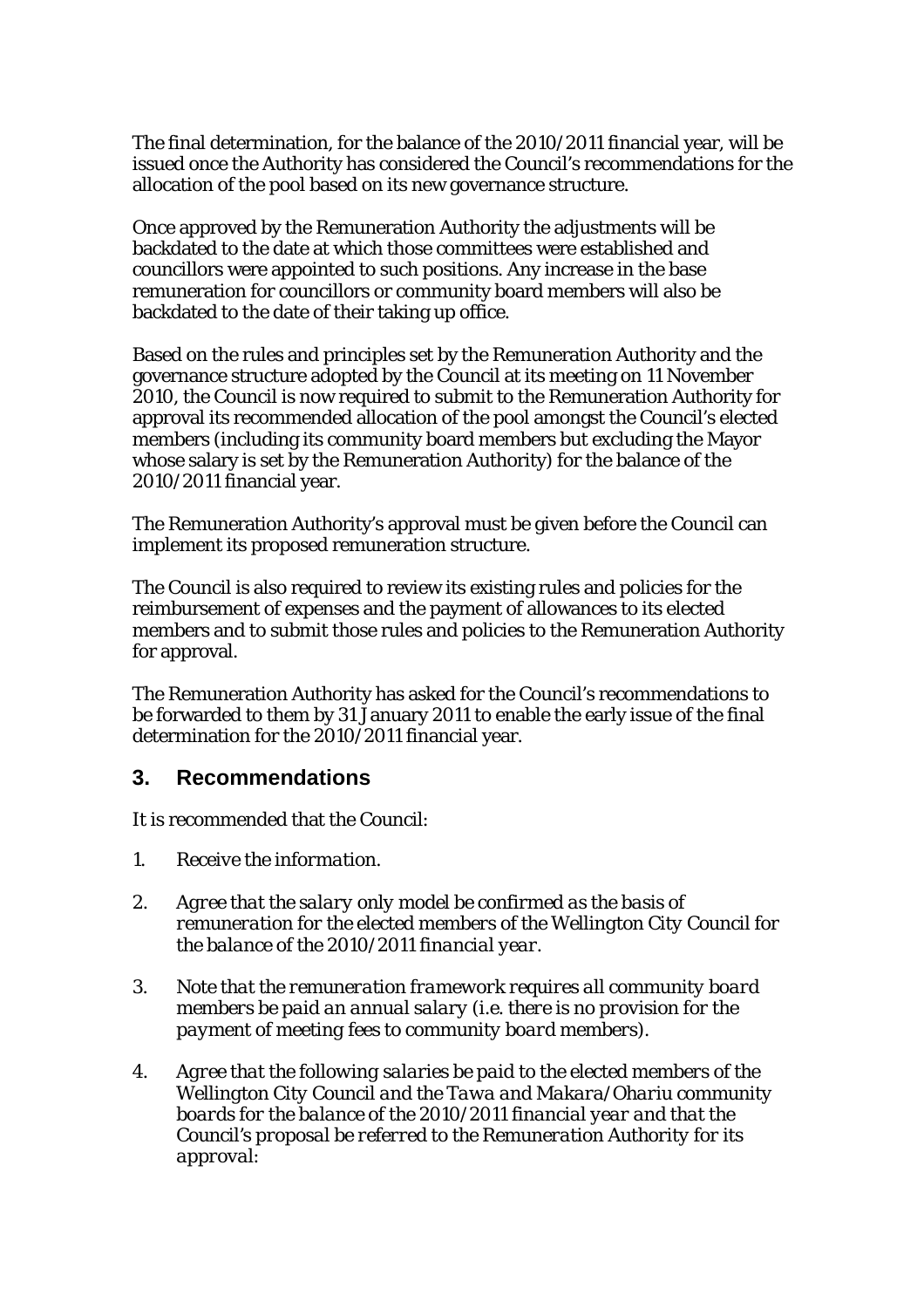The final determination, for the balance of the 2010/2011 financial year, will be issued once the Authority has considered the Council's recommendations for the allocation of the pool based on its new governance structure.

Once approved by the Remuneration Authority the adjustments will be backdated to the date at which those committees were established and councillors were appointed to such positions. Any increase in the base remuneration for councillors or community board members will also be backdated to the date of their taking up office.

Based on the rules and principles set by the Remuneration Authority and the governance structure adopted by the Council at its meeting on 11 November 2010, the Council is now required to submit to the Remuneration Authority for approval its recommended allocation of the pool amongst the Council's elected members (including its community board members but excluding the Mayor whose salary is set by the Remuneration Authority) for the balance of the 2010/2011 financial year.

The Remuneration Authority's approval must be given before the Council can implement its proposed remuneration structure.

The Council is also required to review its existing rules and policies for the reimbursement of expenses and the payment of allowances to its elected members and to submit those rules and policies to the Remuneration Authority for approval.

The Remuneration Authority has asked for the Council's recommendations to be forwarded to them by 31 January 2011 to enable the early issue of the final determination for the 2010/2011 financial year.

## 3. Recommendations

It is recommended that the Council:

1. *Receive the information.*

2. *Agree that the salary only model be confirmed as the basis of remuneration for the elected members of the Wellington City Council for the balance of the 2010/2011 financial year.*

3. *Note that the remuneration framework requires all community board members be paid an annual salary (i.e. there is no provision for the payment of meeting fees to community board members).*

4. *Agree that the following salaries be paid to the elected members of the Wellington City Council and the Tawa and Makara/Ohariu community boards for the balance of the 2010/2011 financial year and that the Council's proposal be referred to the Remuneration Authority for its approval:*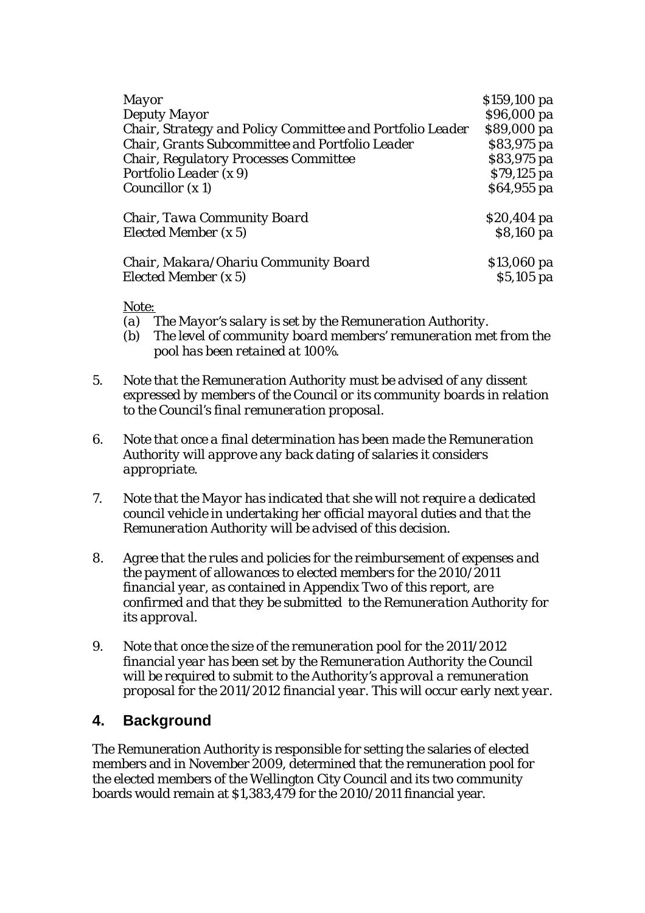| | |
|---|---|
| *Mayor* | *$159,100 pa* |
| *Deputy Mayor* | *$96,000 pa* |
| *Chair, Strategy and Policy Committee and Portfolio Leader* | *$89,000 pa* |
| *Chair, Grants Subcommittee and Portfolio Leader* | *$83,975 pa* |
| *Chair, Regulatory Processes Committee* | *$83,975 pa* |
| *Portfolio Leader (x 9)* | *$79,125 pa* |
| *Councillor (x 1)* | *$64,955 pa* |
| | |
| *Chair, Tawa Community Board* | *$20,404 pa* |
| *Elected Member (x 5)* | *$8,160 pa* |
| | |
| *Chair, Makara/Ohariu Community Board* | *$13,060 pa* |
| *Elected Member (x 5)* | *$5,105 pa* |

*Note:*

(a) *The Mayor's salary is set by the Remuneration Authority.*

(b) *The level of community board members' remuneration met from the pool has been retained at 100%.*

5. *Note that the Remuneration Authority must be advised of any dissent expressed by members of the Council or its community boards in relation to the Council's final remuneration proposal.*

6. *Note that once a final determination has been made the Remuneration Authority will approve any back dating of salaries it considers appropriate.*

7. *Note that the Mayor has indicated that she will not require a dedicated council vehicle in undertaking her official mayoral duties and that the Remuneration Authority will be advised of this decision.*

8. *Agree that the rules and policies for the reimbursement of expenses and the payment of allowances to elected members for the 2010/2011 financial year, as contained in Appendix Two of this report, are confirmed and that they be submitted to the Remuneration Authority for its approval.*

9. *Note that once the size of the remuneration pool for the 2011/2012 financial year has been set by the Remuneration Authority the Council will be required to submit to the Authority's approval a remuneration proposal for the 2011/2012 financial year. This will occur early next year.*

## 4. Background

The Remuneration Authority is responsible for setting the salaries of elected members and in November 2009, determined that the remuneration pool for the elected members of the Wellington City Council and its two community boards would remain at $1,383,479 for the 2010/2011 financial year.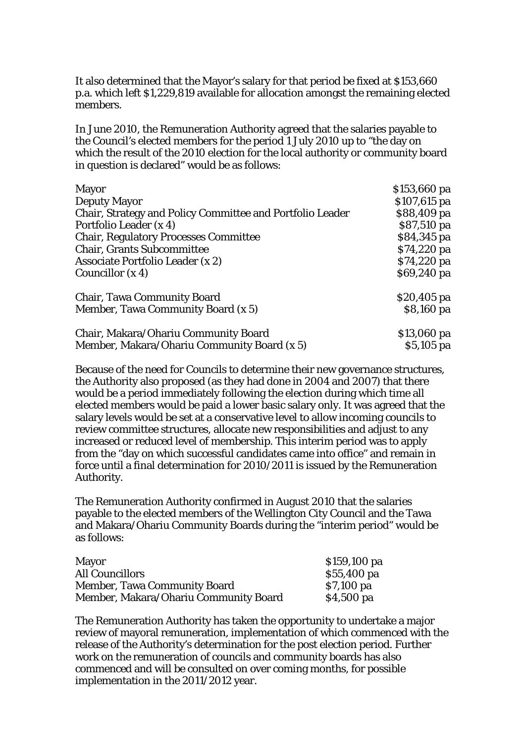It also determined that the Mayor's salary for that period be fixed at $153,660 p.a. which left $1,229,819 available for allocation amongst the remaining elected members.

In June 2010, the Remuneration Authority agreed that the salaries payable to the Council's elected members for the period 1 July 2010 up to "the day on which the result of the 2010 election for the local authority or community board in question is declared" would be as follows:

| | |
|---|---|
| Mayor | $153,660 pa |
| Deputy Mayor | $107,615 pa |
| Chair, Strategy and Policy Committee and Portfolio Leader | $88,409 pa |
| Portfolio Leader (x 4) | $87,510 pa |
| Chair, Regulatory Processes Committee | $84,345 pa |
| Chair, Grants Subcommittee | $74,220 pa |
| Associate Portfolio Leader (x 2) | $74,220 pa |
| Councillor (x 4) | $69,240 pa |
| | |
| Chair, Tawa Community Board | $20,405 pa |
| Member, Tawa Community Board (x 5) | $8,160 pa |
| | |
| Chair, Makara/Ohariu Community Board | $13,060 pa |
| Member, Makara/Ohariu Community Board (x 5) | $5,105 pa |

Because of the need for Councils to determine their new governance structures, the Authority also proposed (as they had done in 2004 and 2007) that there would be a period immediately following the election during which time all elected members would be paid a lower basic salary only. It was agreed that the salary levels would be set at a conservative level to allow incoming councils to review committee structures, allocate new responsibilities and adjust to any increased or reduced level of membership. This interim period was to apply from the "day on which successful candidates came into office" and remain in force until a final determination for 2010/2011 is issued by the Remuneration Authority.

The Remuneration Authority confirmed in August 2010 that the salaries payable to the elected members of the Wellington City Council and the Tawa and Makara/Ohariu Community Boards during the "interim period" would be as follows:

| | |
|---|---|
| Mayor | $159,100 pa |
| All Councillors | $55,400 pa |
| Member, Tawa Community Board | $7,100 pa |
| Member, Makara/Ohariu Community Board | $4,500 pa |

The Remuneration Authority has taken the opportunity to undertake a major review of mayoral remuneration, implementation of which commenced with the release of the Authority's determination for the post election period. Further work on the remuneration of councils and community boards has also commenced and will be consulted on over coming months, for possible implementation in the 2011/2012 year.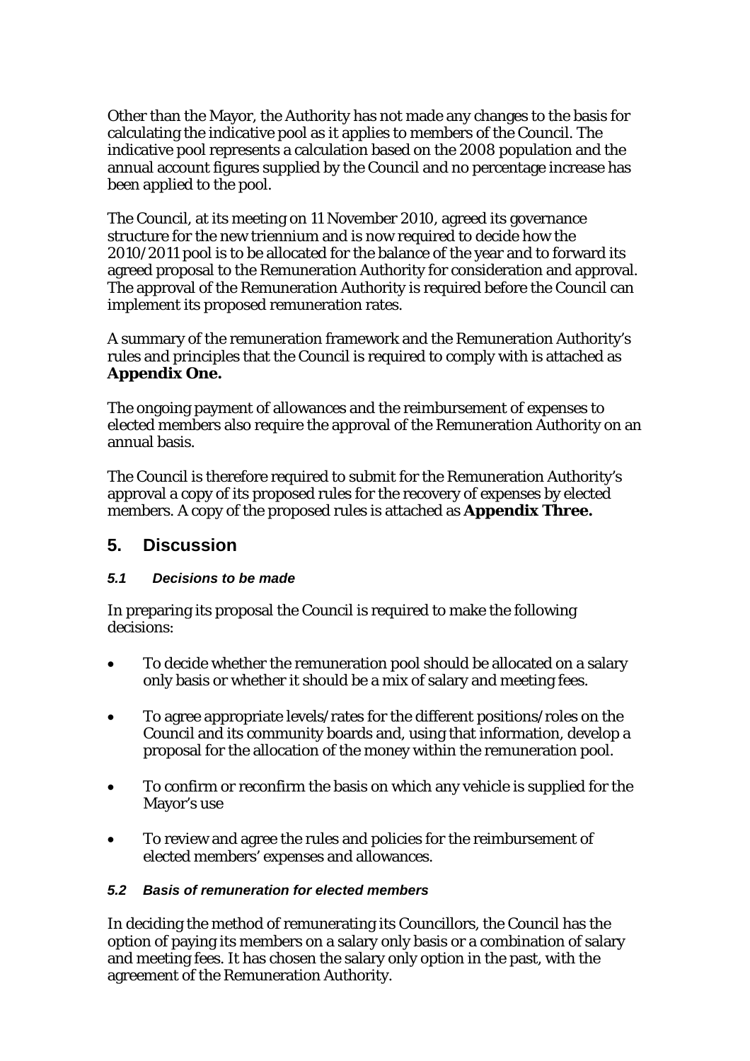Other than the Mayor, the Authority has not made any changes to the basis for calculating the indicative pool as it applies to members of the Council. The indicative pool represents a calculation based on the 2008 population and the annual account figures supplied by the Council and no percentage increase has been applied to the pool.

The Council, at its meeting on 11 November 2010, agreed its governance structure for the new triennium and is now required to decide how the 2010/2011 pool is to be allocated for the balance of the year and to forward its agreed proposal to the Remuneration Authority for consideration and approval. The approval of the Remuneration Authority is required before the Council can implement its proposed remuneration rates.

A summary of the remuneration framework and the Remuneration Authority's rules and principles that the Council is required to comply with is attached as **Appendix One.**

The ongoing payment of allowances and the reimbursement of expenses to elected members also require the approval of the Remuneration Authority on an annual basis.

The Council is therefore required to submit for the Remuneration Authority's approval a copy of its proposed rules for the recovery of expenses by elected members. A copy of the proposed rules is attached as **Appendix Three.**

## 5. Discussion

### *5.1 Decisions to be made*

In preparing its proposal the Council is required to make the following decisions:

- To decide whether the remuneration pool should be allocated on a salary only basis or whether it should be a mix of salary and meeting fees.
- To agree appropriate levels/rates for the different positions/roles on the Council and its community boards and, using that information, develop a proposal for the allocation of the money within the remuneration pool.
- To confirm or reconfirm the basis on which any vehicle is supplied for the Mayor's use
- To review and agree the rules and policies for the reimbursement of elected members' expenses and allowances.

### *5.2 Basis of remuneration for elected members*

In deciding the method of remunerating its Councillors, the Council has the option of paying its members on a salary only basis or a combination of salary and meeting fees. It has chosen the salary only option in the past, with the agreement of the Remuneration Authority.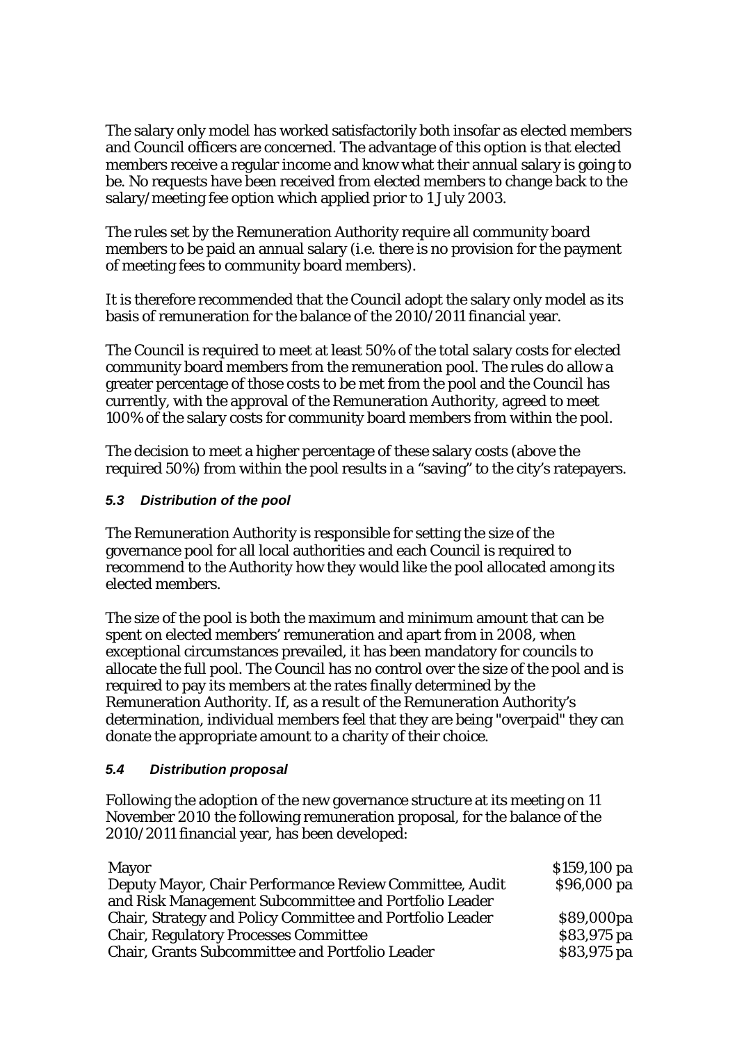The salary only model has worked satisfactorily both insofar as elected members and Council officers are concerned. The advantage of this option is that elected members receive a regular income and know what their annual salary is going to be. No requests have been received from elected members to change back to the salary/meeting fee option which applied prior to 1 July 2003.

The rules set by the Remuneration Authority require all community board members to be paid an annual salary (i.e. there is no provision for the payment of meeting fees to community board members).

It is therefore recommended that the Council adopt the salary only model as its basis of remuneration for the balance of the 2010/2011 financial year.

The Council is required to meet at least 50% of the total salary costs for elected community board members from the remuneration pool. The rules do allow a greater percentage of those costs to be met from the pool and the Council has currently, with the approval of the Remuneration Authority, agreed to meet 100% of the salary costs for community board members from within the pool.

The decision to meet a higher percentage of these salary costs (above the required 50%) from within the pool results in a "saving" to the city's ratepayers.

### *5.3 Distribution of the pool*

The Remuneration Authority is responsible for setting the size of the governance pool for all local authorities and each Council is required to recommend to the Authority how they would like the pool allocated among its elected members.

The size of the pool is both the maximum and minimum amount that can be spent on elected members' remuneration and apart from in 2008, when exceptional circumstances prevailed, it has been mandatory for councils to allocate the full pool. The Council has no control over the size of the pool and is required to pay its members at the rates finally determined by the Remuneration Authority. If, as a result of the Remuneration Authority's determination, individual members feel that they are being "overpaid" they can donate the appropriate amount to a charity of their choice.

### *5.4 Distribution proposal*

Following the adoption of the new governance structure at its meeting on 11 November 2010 the following remuneration proposal, for the balance of the 2010/2011 financial year, has been developed:

| | |
|---|---|
| Mayor | \$159,100 pa |
| Deputy Mayor, Chair Performance Review Committee, Audit and Risk Management Subcommittee and Portfolio Leader | \$96,000 pa |
| Chair, Strategy and Policy Committee and Portfolio Leader | \$89,000pa |
| Chair, Regulatory Processes Committee | \$83,975 pa |
| Chair, Grants Subcommittee and Portfolio Leader | \$83,975 pa |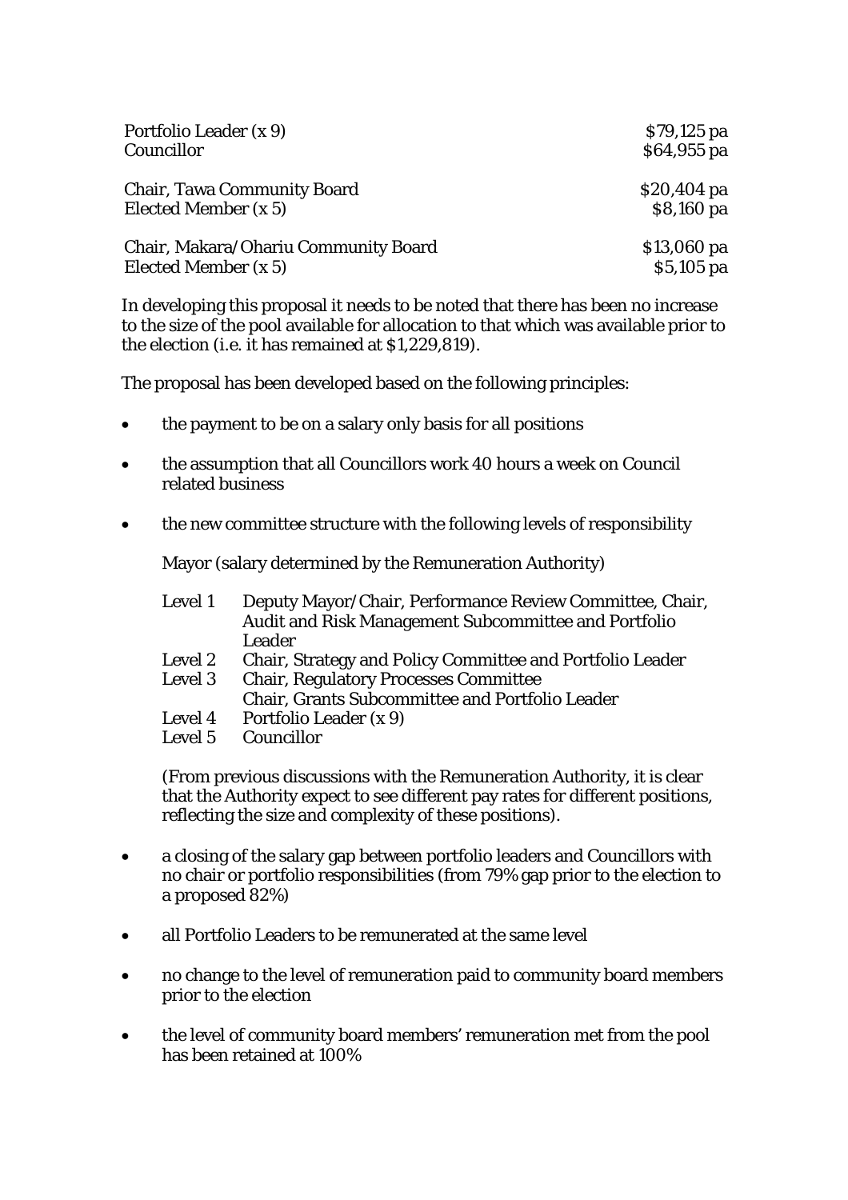| | |
|---|---|
| Portfolio Leader (x 9) | $79,125 pa |
| Councillor | $64,955 pa |
| | |
| Chair, Tawa Community Board | $20,404 pa |
| Elected Member (x 5) | $8,160 pa |
| | |
| Chair, Makara/Ohariu Community Board | $13,060 pa |
| Elected Member (x 5) | $5,105 pa |

In developing this proposal it needs to be noted that there has been no increase to the size of the pool available for allocation to that which was available prior to the election (i.e. it has remained at $1,229,819).

The proposal has been developed based on the following principles:

- the payment to be on a salary only basis for all positions
- the assumption that all Councillors work 40 hours a week on Council related business
- the new committee structure with the following levels of responsibility

  Mayor (salary determined by the Remuneration Authority)

  | | |
  |---|---|
  | Level 1 | Deputy Mayor/Chair, Performance Review Committee, Chair, Audit and Risk Management Subcommittee and Portfolio Leader |
  | Level 2 | Chair, Strategy and Policy Committee and Portfolio Leader |
  | Level 3 | Chair, Regulatory Processes Committee<br>Chair, Grants Subcommittee and Portfolio Leader |
  | Level 4 | Portfolio Leader (x 9) |
  | Level 5 | Councillor |

  (From previous discussions with the Remuneration Authority, it is clear that the Authority expect to see different pay rates for different positions, reflecting the size and complexity of these positions).

- a closing of the salary gap between portfolio leaders and Councillors with no chair or portfolio responsibilities (from 79% gap prior to the election to a proposed 82%)
- all Portfolio Leaders to be remunerated at the same level
- no change to the level of remuneration paid to community board members prior to the election
- the level of community board members' remuneration met from the pool has been retained at 100%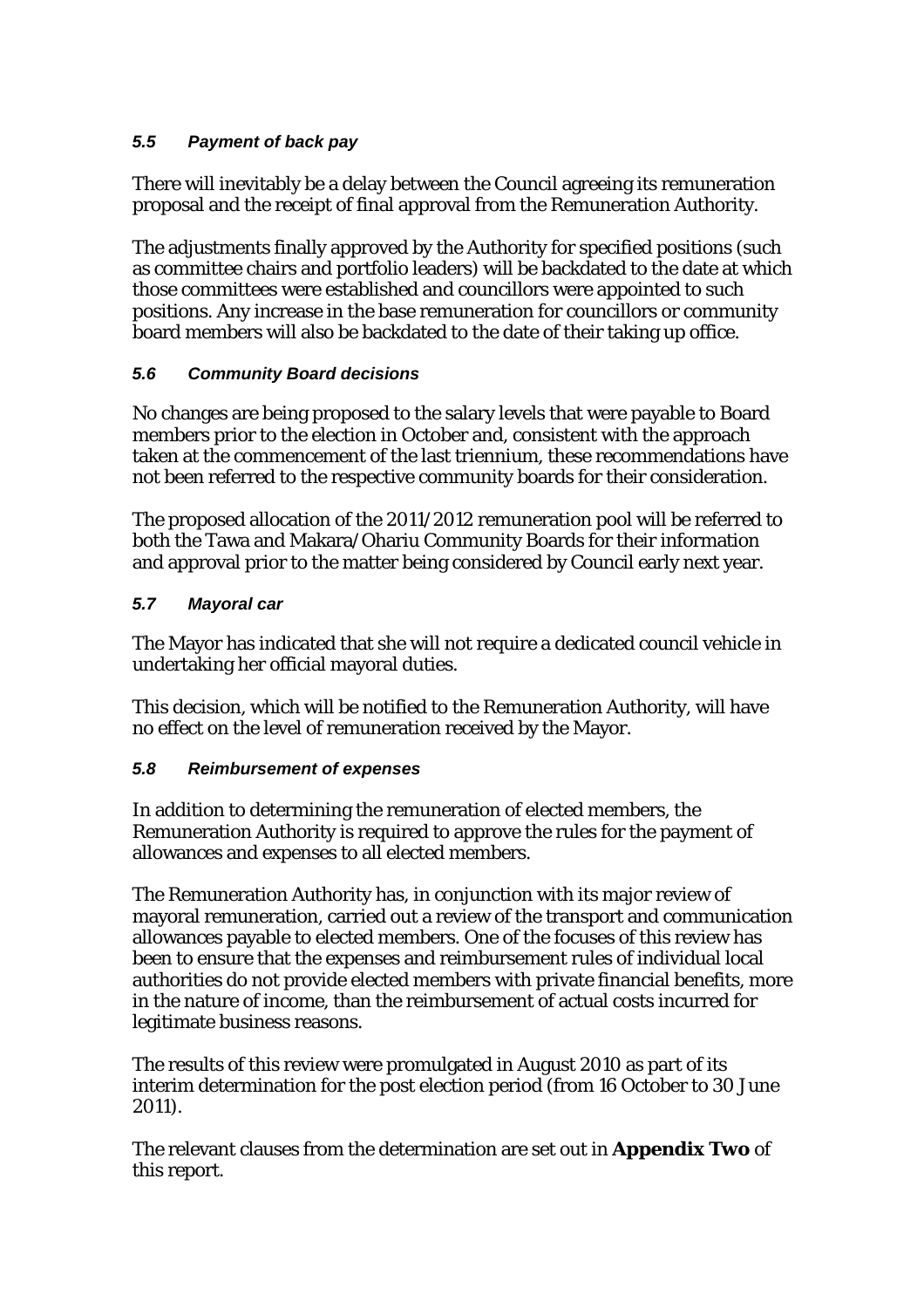### *5.5 Payment of back pay*

There will inevitably be a delay between the Council agreeing its remuneration proposal and the receipt of final approval from the Remuneration Authority.

The adjustments finally approved by the Authority for specified positions (such as committee chairs and portfolio leaders) will be backdated to the date at which those committees were established and councillors were appointed to such positions. Any increase in the base remuneration for councillors or community board members will also be backdated to the date of their taking up office.

### *5.6 Community Board decisions*

No changes are being proposed to the salary levels that were payable to Board members prior to the election in October and, consistent with the approach taken at the commencement of the last triennium, these recommendations have not been referred to the respective community boards for their consideration.

The proposed allocation of the 2011/2012 remuneration pool will be referred to both the Tawa and Makara/Ohariu Community Boards for their information and approval prior to the matter being considered by Council early next year.

### *5.7 Mayoral car*

The Mayor has indicated that she will not require a dedicated council vehicle in undertaking her official mayoral duties.

This decision, which will be notified to the Remuneration Authority, will have no effect on the level of remuneration received by the Mayor.

### *5.8 Reimbursement of expenses*

In addition to determining the remuneration of elected members, the Remuneration Authority is required to approve the rules for the payment of allowances and expenses to all elected members.

The Remuneration Authority has, in conjunction with its major review of mayoral remuneration, carried out a review of the transport and communication allowances payable to elected members. One of the focuses of this review has been to ensure that the expenses and reimbursement rules of individual local authorities do not provide elected members with private financial benefits, more in the nature of income, than the reimbursement of actual costs incurred for legitimate business reasons.

The results of this review were promulgated in August 2010 as part of its interim determination for the post election period (from 16 October to 30 June 2011).

The relevant clauses from the determination are set out in **Appendix Two** of this report.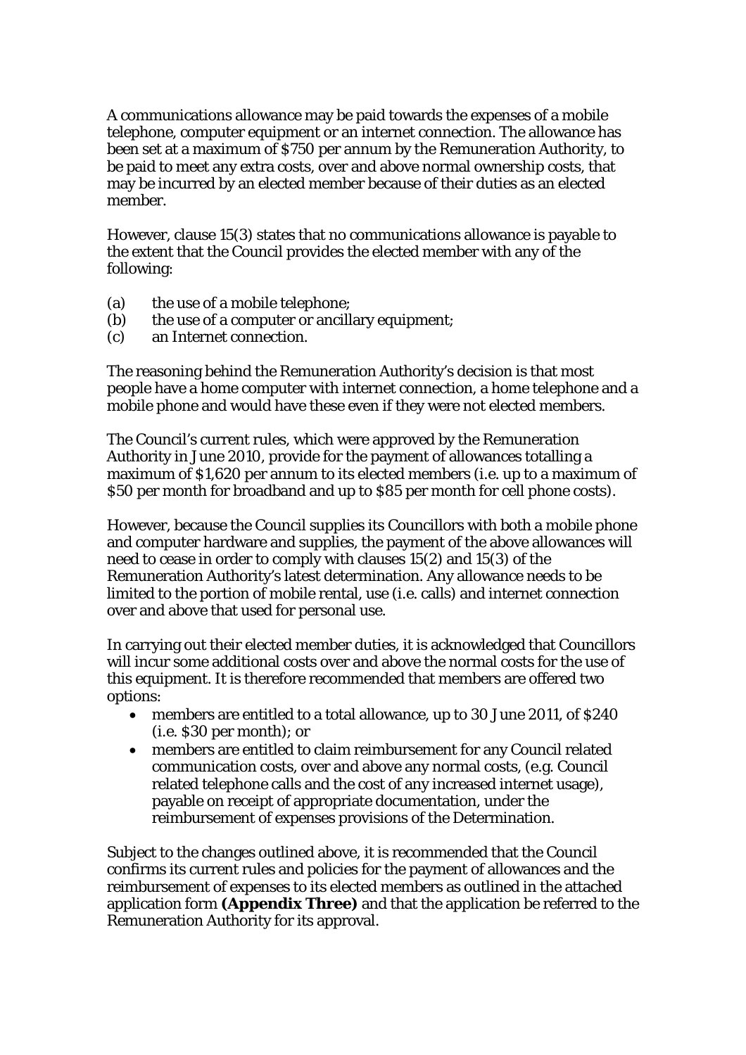A communications allowance may be paid towards the expenses of a mobile telephone, computer equipment or an internet connection. The allowance has been set at a maximum of $750 per annum by the Remuneration Authority, to be paid to meet any extra costs, over and above normal ownership costs, that may be incurred by an elected member because of their duties as an elected member.

However, clause 15(3) states that no communications allowance is payable to the extent that the Council provides the elected member with any of the following:

(a) the use of a mobile telephone;
(b) the use of a computer or ancillary equipment;
(c) an Internet connection.

The reasoning behind the Remuneration Authority's decision is that most people have a home computer with internet connection, a home telephone and a mobile phone and would have these even if they were not elected members.

The Council's current rules, which were approved by the Remuneration Authority in June 2010, provide for the payment of allowances totalling a maximum of $1,620 per annum to its elected members (i.e. up to a maximum of $50 per month for broadband and up to $85 per month for cell phone costs).

However, because the Council supplies its Councillors with both a mobile phone and computer hardware and supplies, the payment of the above allowances will need to cease in order to comply with clauses 15(2) and 15(3) of the Remuneration Authority's latest determination. Any allowance needs to be limited to the portion of mobile rental, use (i.e. calls) and internet connection over and above that used for personal use.

In carrying out their elected member duties, it is acknowledged that Councillors will incur some additional costs over and above the normal costs for the use of this equipment. It is therefore recommended that members are offered two options:

- members are entitled to a total allowance, up to 30 June 2011, of $240 (i.e. $30 per month); or
- members are entitled to claim reimbursement for any Council related communication costs, over and above any normal costs, (e.g. Council related telephone calls and the cost of any increased internet usage), payable on receipt of appropriate documentation, under the reimbursement of expenses provisions of the Determination.

Subject to the changes outlined above, it is recommended that the Council confirms its current rules and policies for the payment of allowances and the reimbursement of expenses to its elected members as outlined in the attached application form **(Appendix Three)** and that the application be referred to the Remuneration Authority for its approval.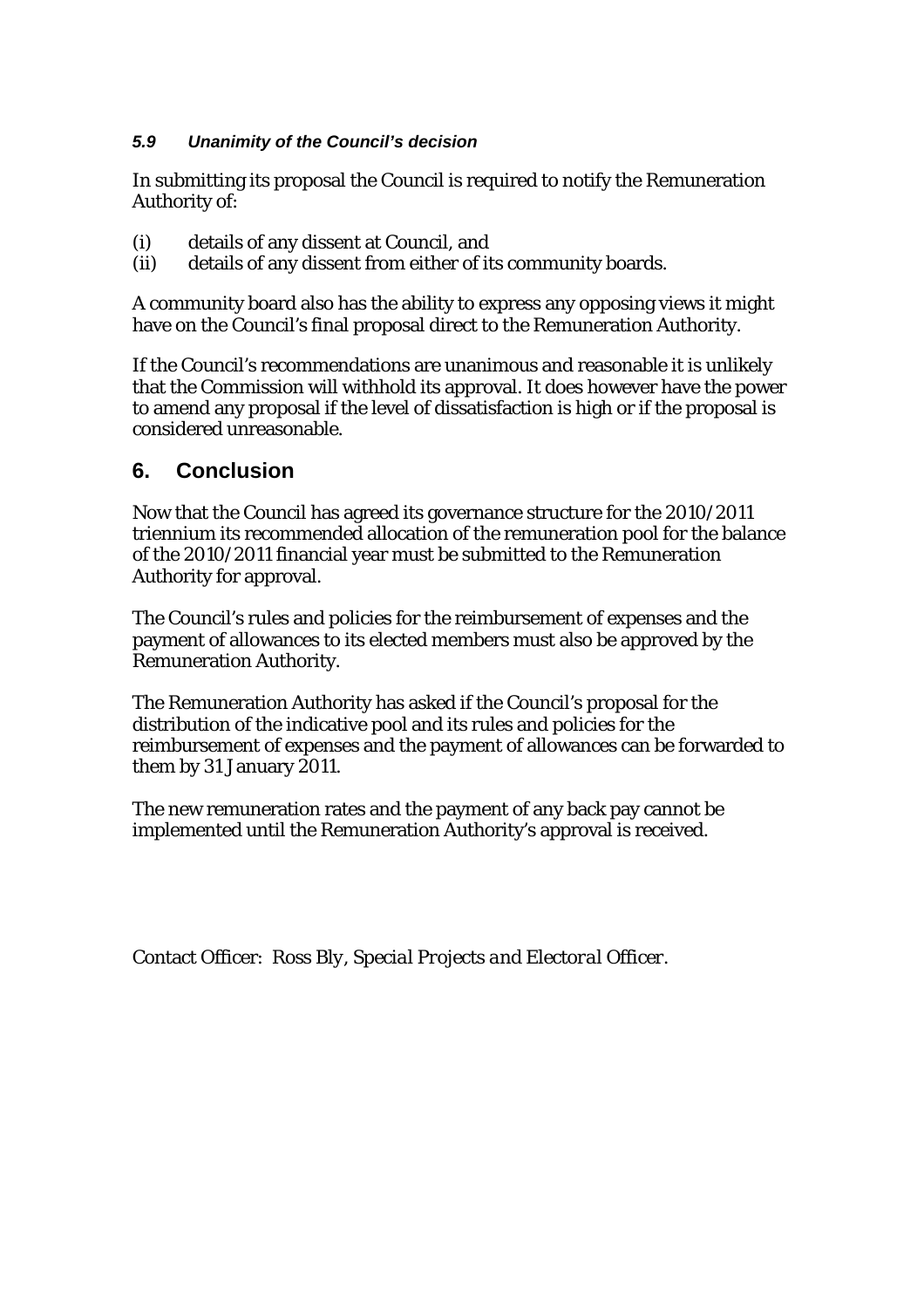### *5.9 Unanimity of the Council's decision*

In submitting its proposal the Council is required to notify the Remuneration Authority of:

(i) details of any dissent at Council, and
(ii) details of any dissent from either of its community boards.

A community board also has the ability to express any opposing views it might have on the Council's final proposal direct to the Remuneration Authority.

If the Council's recommendations are unanimous and reasonable it is unlikely that the Commission will withhold its approval. It does however have the power to amend any proposal if the level of dissatisfaction is high or if the proposal is considered unreasonable.

## 6. Conclusion

Now that the Council has agreed its governance structure for the 2010/2011 triennium its recommended allocation of the remuneration pool for the balance of the 2010/2011 financial year must be submitted to the Remuneration Authority for approval.

The Council's rules and policies for the reimbursement of expenses and the payment of allowances to its elected members must also be approved by the Remuneration Authority.

The Remuneration Authority has asked if the Council's proposal for the distribution of the indicative pool and its rules and policies for the reimbursement of expenses and the payment of allowances can be forwarded to them by 31 January 2011.

The new remuneration rates and the payment of any back pay cannot be implemented until the Remuneration Authority's approval is received.

Contact Officer: Ross Bly, *Special Projects and Electoral Officer.*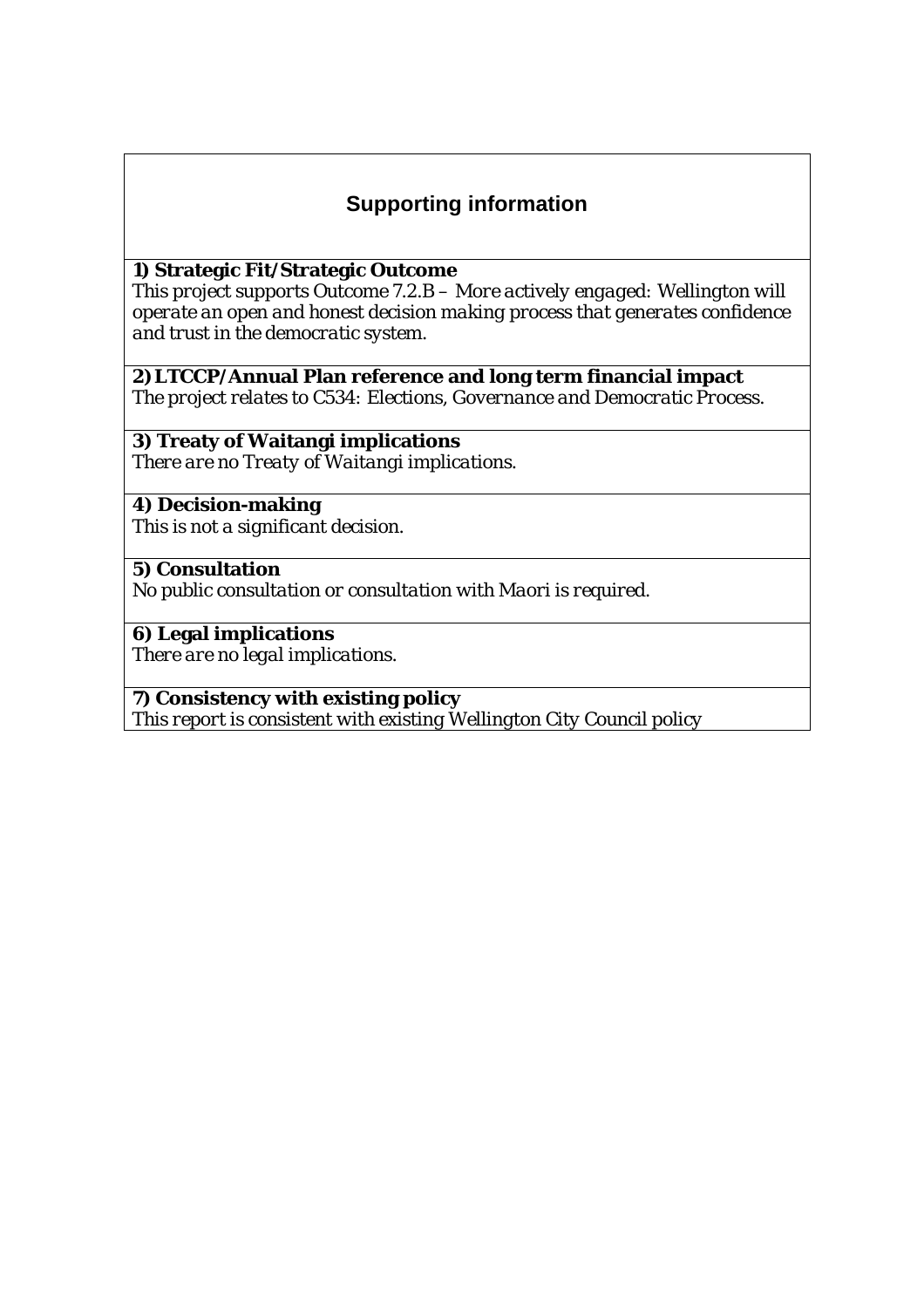## Supporting information

**1) Strategic Fit/Strategic Outcome**

*This project supports Outcome 7.2.B – More actively engaged: Wellington will operate an open and honest decision making process that generates confidence and trust in the democratic system.*

**2) LTCCP/Annual Plan reference and long term financial impact**

*The project relates to C534: Elections, Governance and Democratic Process.*

**3) Treaty of Waitangi implications**

*There are no Treaty of Waitangi implications.*

**4) Decision-making**

*This is not a significant decision.*

**5) Consultation**

*No public consultation or consultation with Maori is required.*

**6) Legal implications**

*There are no legal implications.*

**7) Consistency with existing policy**

*This report is consistent with existing Wellington City Council policy*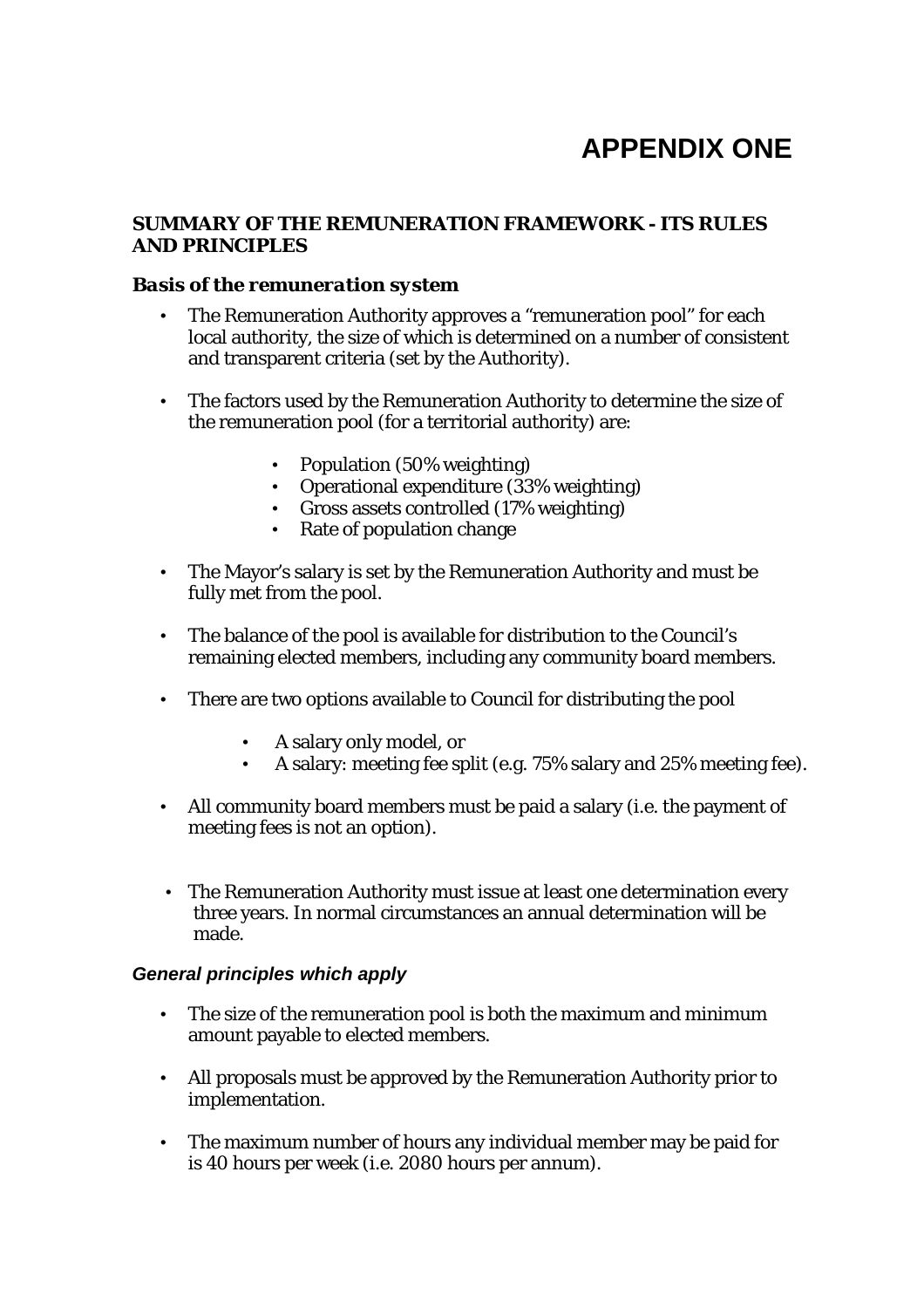# APPENDIX ONE

## SUMMARY OF THE REMUNERATION FRAMEWORK - ITS RULES AND PRINCIPLES

### *Basis of the remuneration system*

- The Remuneration Authority approves a "remuneration pool" for each local authority, the size of which is determined on a number of consistent and transparent criteria (set by the Authority).

- The factors used by the Remuneration Authority to determine the size of the remuneration pool (for a territorial authority) are:

  - Population (50% weighting)
  - Operational expenditure (33% weighting)
  - Gross assets controlled (17% weighting)
  - Rate of population change

- The Mayor's salary is set by the Remuneration Authority and must be fully met from the pool.

- The balance of the pool is available for distribution to the Council's remaining elected members, including any community board members.

- There are two options available to Council for distributing the pool

  - A salary only model, or
  - A salary: meeting fee split (e.g. 75% salary and 25% meeting fee).

- All community board members must be paid a salary (i.e. the payment of meeting fees is not an option).

- The Remuneration Authority must issue at least one determination every three years. In normal circumstances an annual determination will be made.

### *General principles which apply*

- The size of the remuneration pool is both the maximum and minimum amount payable to elected members.

- All proposals must be approved by the Remuneration Authority prior to implementation.

- The maximum number of hours any individual member may be paid for is 40 hours per week (i.e. 2080 hours per annum).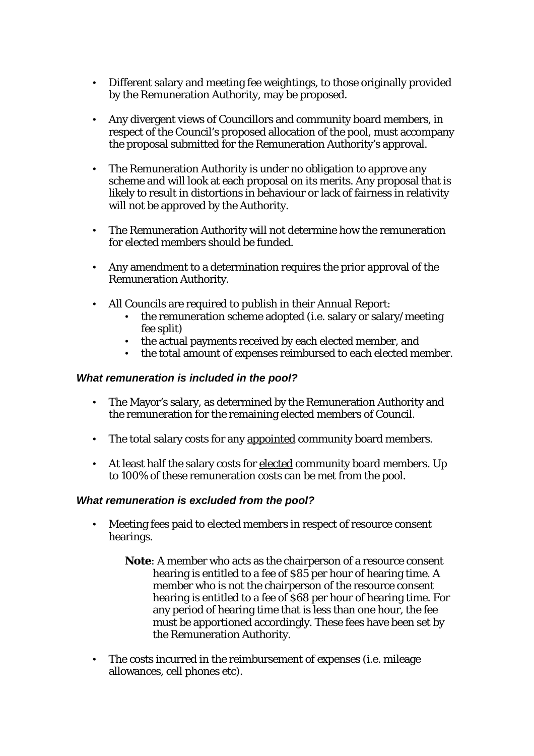- Different salary and meeting fee weightings, to those originally provided by the Remuneration Authority, may be proposed.

- Any divergent views of Councillors and community board members, in respect of the Council's proposed allocation of the pool, must accompany the proposal submitted for the Remuneration Authority's approval.

- The Remuneration Authority is under no obligation to approve any scheme and will look at each proposal on its merits. Any proposal that is likely to result in distortions in behaviour or lack of fairness in relativity will not be approved by the Authority.

- The Remuneration Authority will not determine how the remuneration for elected members should be funded.

- Any amendment to a determination requires the prior approval of the Remuneration Authority.

- All Councils are required to publish in their Annual Report:
  - the remuneration scheme adopted (i.e. salary or salary/meeting fee split)
  - the actual payments received by each elected member, and
  - the total amount of expenses reimbursed to each elected member.

***What remuneration is included in the pool?***

- The Mayor's salary, as determined by the Remuneration Authority and the remuneration for the remaining elected members of Council.

- The total salary costs for any <u>appointed</u> community board members.

- At least half the salary costs for <u>elected</u> community board members. Up to 100% of these remuneration costs can be met from the pool.

***What remuneration is excluded from the pool?***

- Meeting fees paid to elected members in respect of resource consent hearings.

  **Note**: A member who acts as the chairperson of a resource consent hearing is entitled to a fee of $85 per hour of hearing time. A member who is not the chairperson of the resource consent hearing is entitled to a fee of $68 per hour of hearing time. For any period of hearing time that is less than one hour, the fee must be apportioned accordingly. These fees have been set by the Remuneration Authority.

- The costs incurred in the reimbursement of expenses (i.e. mileage allowances, cell phones etc).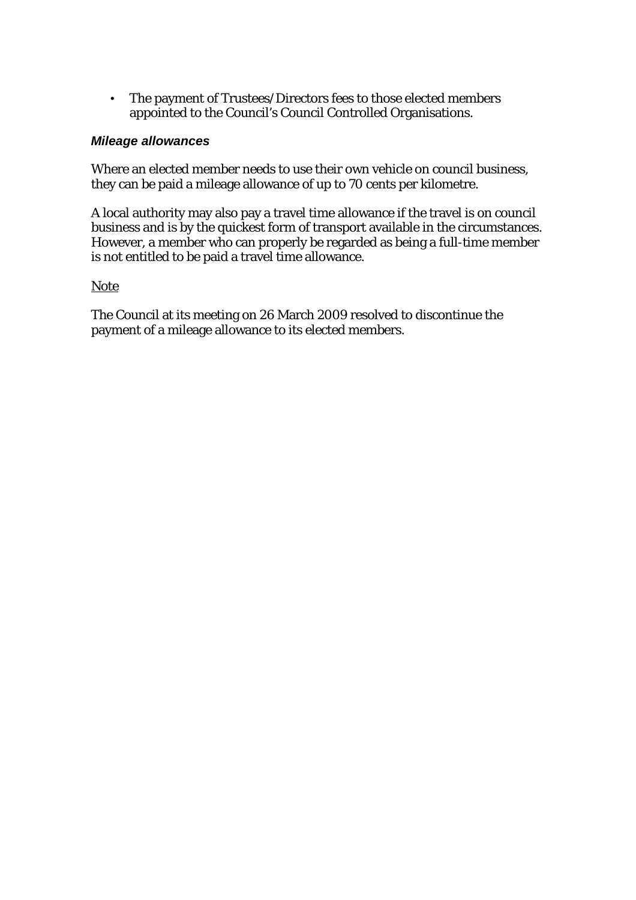- The payment of Trustees/Directors fees to those elected members appointed to the Council's Council Controlled Organisations.

### *Mileage allowances*

Where an elected member needs to use their own vehicle on council business, they can be paid a mileage allowance of up to 70 cents per kilometre.

A local authority may also pay a travel time allowance if the travel is on council business and is by the quickest form of transport available in the circumstances. However, a member who can properly be regarded as being a full-time member is not entitled to be paid a travel time allowance.

<u>Note</u>

The Council at its meeting on 26 March 2009 resolved to discontinue the payment of a mileage allowance to its elected members.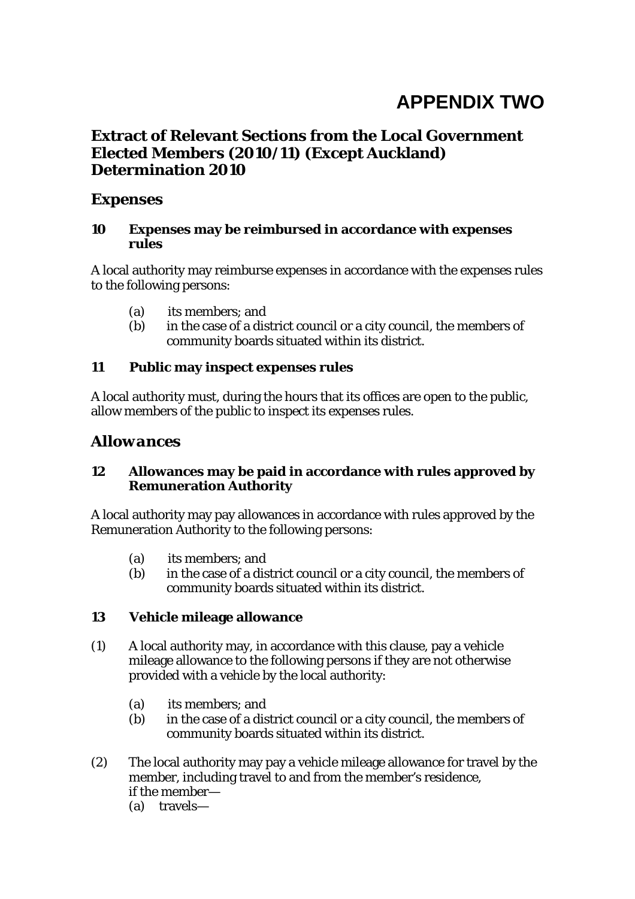# APPENDIX TWO

## Extract of Relevant Sections from the Local Government Elected Members (2010/11) (Except Auckland) Determination 2010

## Expenses

### 10 Expenses may be reimbursed in accordance with expenses rules

A local authority may reimburse expenses in accordance with the expenses rules to the following persons:

(a) its members; and
(b) in the case of a district council or a city council, the members of community boards situated within its district.

### 11 Public may inspect expenses rules

A local authority must, during the hours that its offices are open to the public, allow members of the public to inspect its expenses rules.

## *Allowances*

### 12 Allowances may be paid in accordance with rules approved by Remuneration Authority

A local authority may pay allowances in accordance with rules approved by the Remuneration Authority to the following persons:

(a) its members; and
(b) in the case of a district council or a city council, the members of community boards situated within its district.

### 13 Vehicle mileage allowance

(1) A local authority may, in accordance with this clause, pay a vehicle mileage allowance to the following persons if they are not otherwise provided with a vehicle by the local authority:

(a) its members; and
(b) in the case of a district council or a city council, the members of community boards situated within its district.

(2) The local authority may pay a vehicle mileage allowance for travel by the member, including travel to and from the member's residence, if the member—
(a) travels—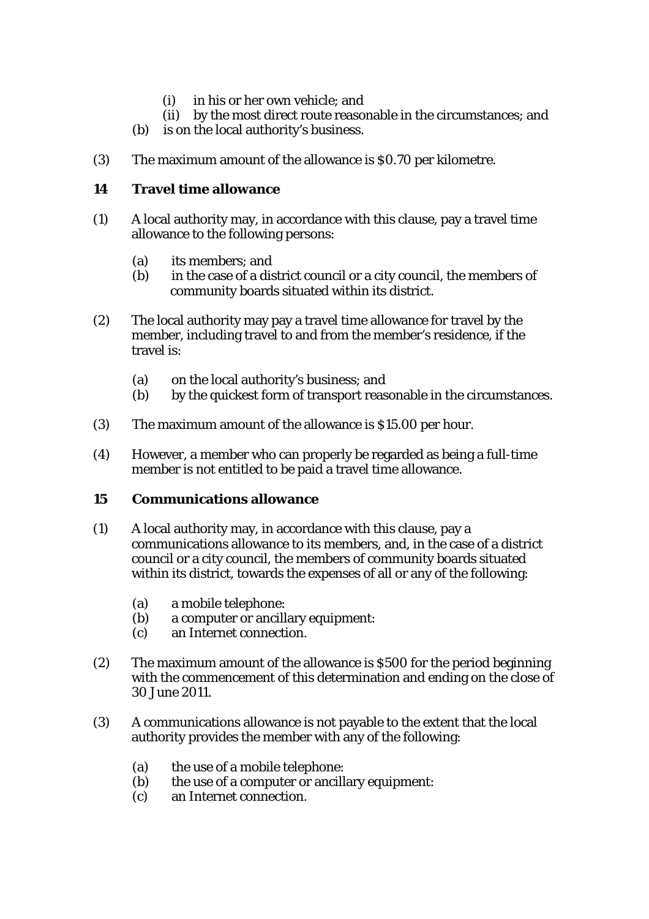(i) in his or her own vehicle; and
  (ii) by the most direct route reasonable in the circumstances; and
(b) is on the local authority's business.

(3) The maximum amount of the allowance is $0.70 per kilometre.

### 14 Travel time allowance

(1) A local authority may, in accordance with this clause, pay a travel time allowance to the following persons:

  (a) its members; and
  (b) in the case of a district council or a city council, the members of community boards situated within its district.

(2) The local authority may pay a travel time allowance for travel by the member, including travel to and from the member's residence, if the travel is:

  (a) on the local authority's business; and
  (b) by the quickest form of transport reasonable in the circumstances.

(3) The maximum amount of the allowance is $15.00 per hour.

(4) However, a member who can properly be regarded as being a full-time member is not entitled to be paid a travel time allowance.

### 15 Communications allowance

(1) A local authority may, in accordance with this clause, pay a communications allowance to its members, and, in the case of a district council or a city council, the members of community boards situated within its district, towards the expenses of all or any of the following:

  (a) a mobile telephone:
  (b) a computer or ancillary equipment:
  (c) an Internet connection.

(2) The maximum amount of the allowance is $500 for the period beginning with the commencement of this determination and ending on the close of 30 June 2011.

(3) A communications allowance is not payable to the extent that the local authority provides the member with any of the following:

  (a) the use of a mobile telephone:
  (b) the use of a computer or ancillary equipment:
  (c) an Internet connection.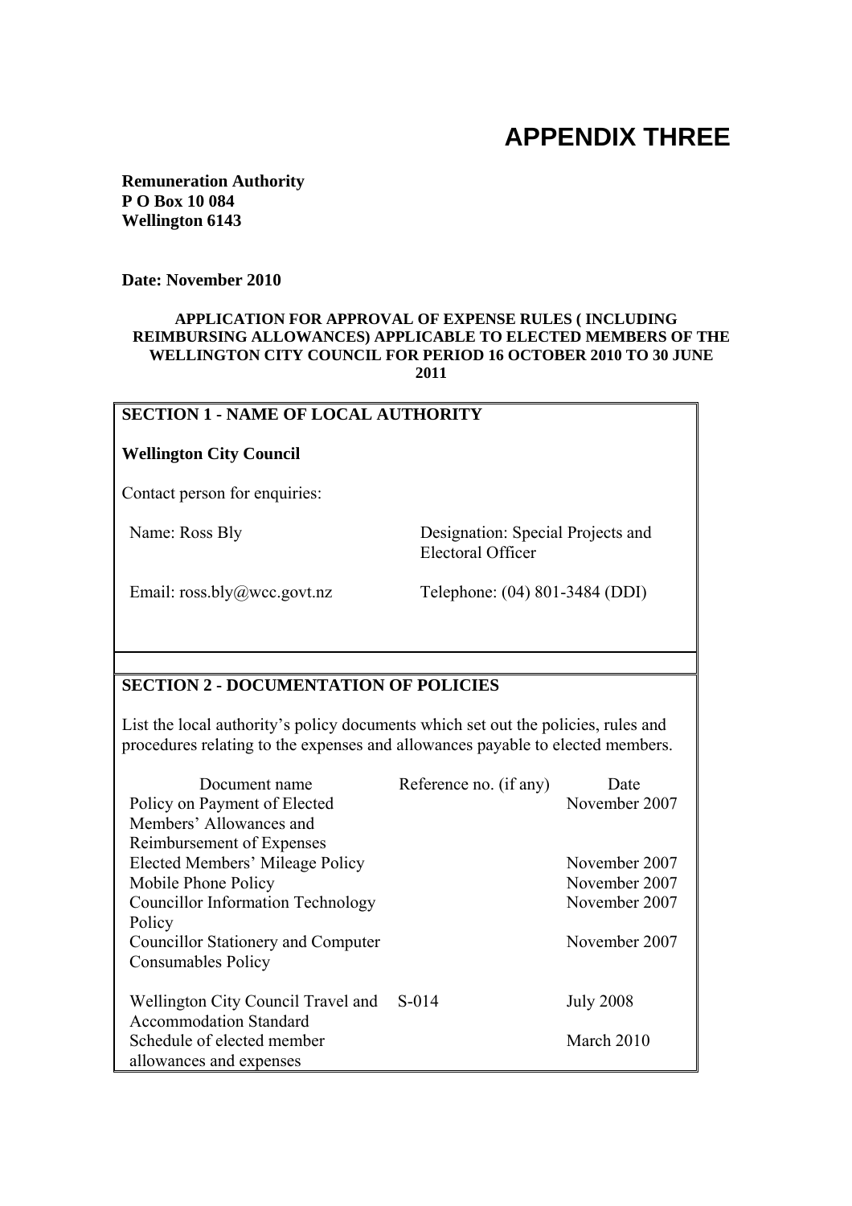# APPENDIX THREE

**Remuneration Authority**
**P O Box 10 084**
**Wellington 6143**

**Date: November 2010**

**APPLICATION FOR APPROVAL OF EXPENSE RULES ( INCLUDING REIMBURSING ALLOWANCES) APPLICABLE TO ELECTED MEMBERS OF THE WELLINGTON CITY COUNCIL FOR PERIOD 16 OCTOBER 2010 TO 30 JUNE 2011**

## SECTION 1 - NAME OF LOCAL AUTHORITY

**Wellington City Council**

Contact person for enquiries:

Name: Ross Bly

Designation: Special Projects and Electoral Officer

Email: ross.bly@wcc.govt.nz

Telephone: (04) 801-3484 (DDI)

## SECTION 2 - DOCUMENTATION OF POLICIES

List the local authority's policy documents which set out the policies, rules and procedures relating to the expenses and allowances payable to elected members.

| Document name | Reference no. (if any) | Date |
|---|---|---|
| Policy on Payment of Elected Members' Allowances and Reimbursement of Expenses | | November 2007 |
| Elected Members' Mileage Policy | | November 2007 |
| Mobile Phone Policy | | November 2007 |
| Councillor Information Technology Policy | | November 2007 |
| Councillor Stationery and Computer Consumables Policy | | November 2007 |
| Wellington City Council Travel and Accommodation Standard | S-014 | July 2008 |
| Schedule of elected member allowances and expenses | | March 2010 |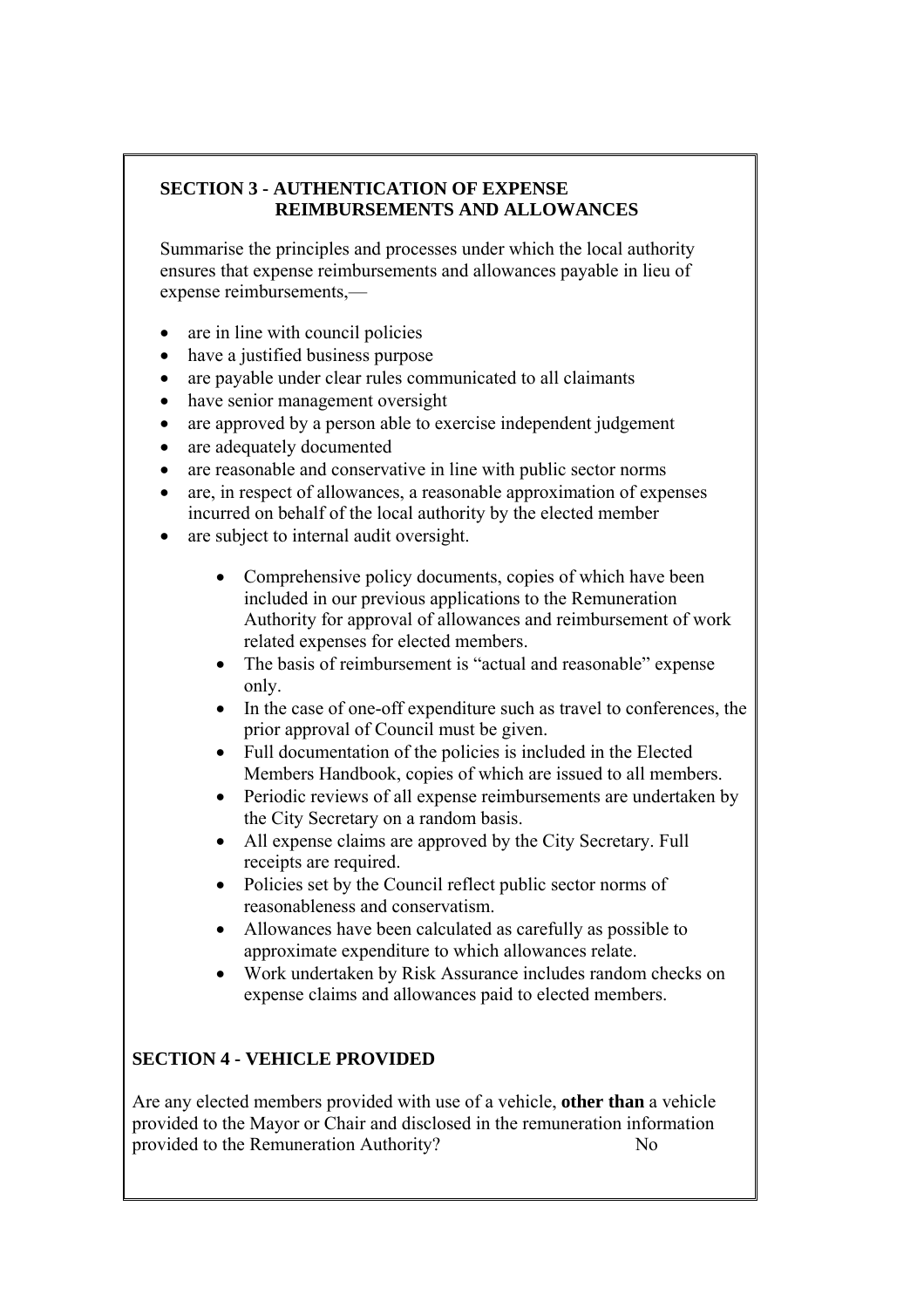## SECTION 3 - AUTHENTICATION OF EXPENSE REIMBURSEMENTS AND ALLOWANCES

Summarise the principles and processes under which the local authority ensures that expense reimbursements and allowances payable in lieu of expense reimbursements,—

- are in line with council policies
- have a justified business purpose
- are payable under clear rules communicated to all claimants
- have senior management oversight
- are approved by a person able to exercise independent judgement
- are adequately documented
- are reasonable and conservative in line with public sector norms
- are, in respect of allowances, a reasonable approximation of expenses incurred on behalf of the local authority by the elected member
- are subject to internal audit oversight.

  - Comprehensive policy documents, copies of which have been included in our previous applications to the Remuneration Authority for approval of allowances and reimbursement of work related expenses for elected members.
  - The basis of reimbursement is "actual and reasonable" expense only.
  - In the case of one-off expenditure such as travel to conferences, the prior approval of Council must be given.
  - Full documentation of the policies is included in the Elected Members Handbook, copies of which are issued to all members.
  - Periodic reviews of all expense reimbursements are undertaken by the City Secretary on a random basis.
  - All expense claims are approved by the City Secretary. Full receipts are required.
  - Policies set by the Council reflect public sector norms of reasonableness and conservatism.
  - Allowances have been calculated as carefully as possible to approximate expenditure to which allowances relate.
  - Work undertaken by Risk Assurance includes random checks on expense claims and allowances paid to elected members.

## SECTION 4 - VEHICLE PROVIDED

Are any elected members provided with use of a vehicle, **other than** a vehicle provided to the Mayor or Chair and disclosed in the remuneration information provided to the Remuneration Authority? No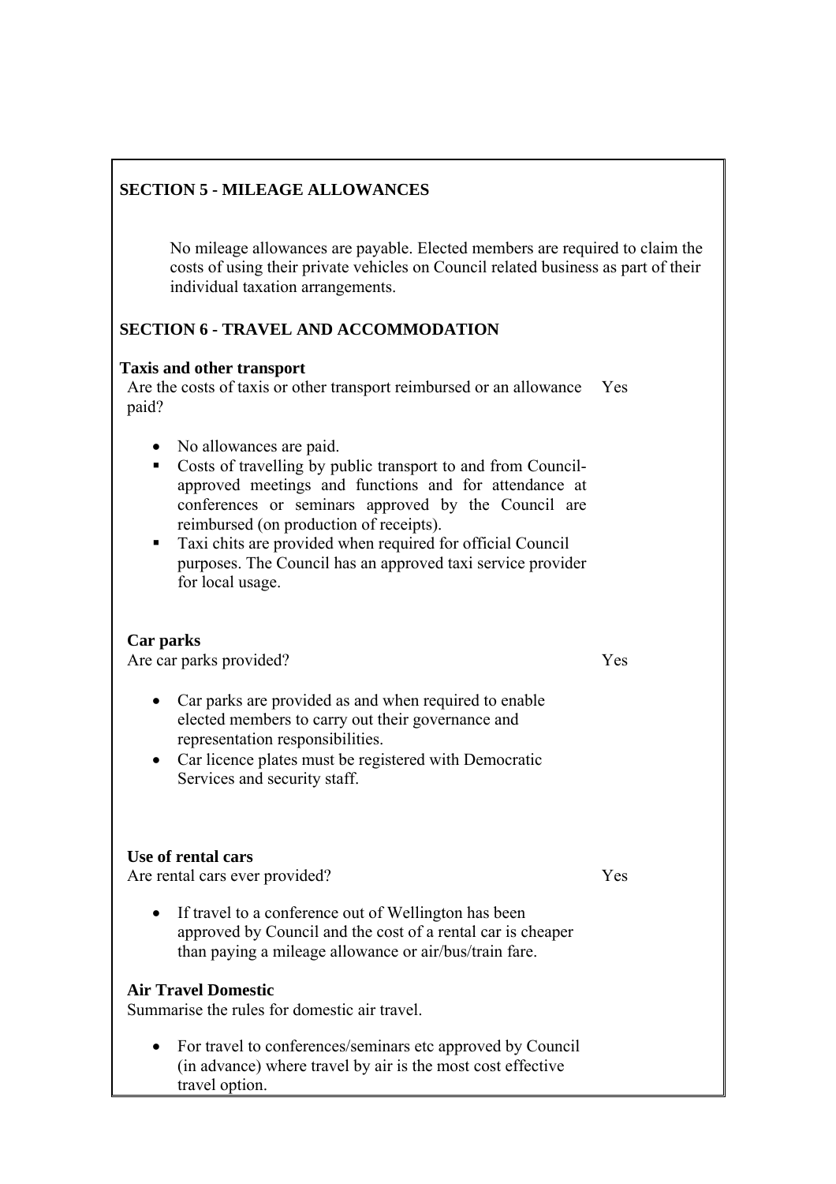## SECTION 5 - MILEAGE ALLOWANCES

No mileage allowances are payable. Elected members are required to claim the costs of using their private vehicles on Council related business as part of their individual taxation arrangements.

## SECTION 6 - TRAVEL AND ACCOMMODATION

### Taxis and other transport

Are the costs of taxis or other transport reimbursed or an allowance paid? Yes

- No allowances are paid.
- Costs of travelling by public transport to and from Council-approved meetings and functions and for attendance at conferences or seminars approved by the Council are reimbursed (on production of receipts).
- Taxi chits are provided when required for official Council purposes. The Council has an approved taxi service provider for local usage.

### Car parks

Are car parks provided? Yes

- Car parks are provided as and when required to enable elected members to carry out their governance and representation responsibilities.
- Car licence plates must be registered with Democratic Services and security staff.

### Use of rental cars

Are rental cars ever provided? Yes

- If travel to a conference out of Wellington has been approved by Council and the cost of a rental car is cheaper than paying a mileage allowance or air/bus/train fare.

### Air Travel Domestic

Summarise the rules for domestic air travel.

- For travel to conferences/seminars etc approved by Council (in advance) where travel by air is the most cost effective travel option.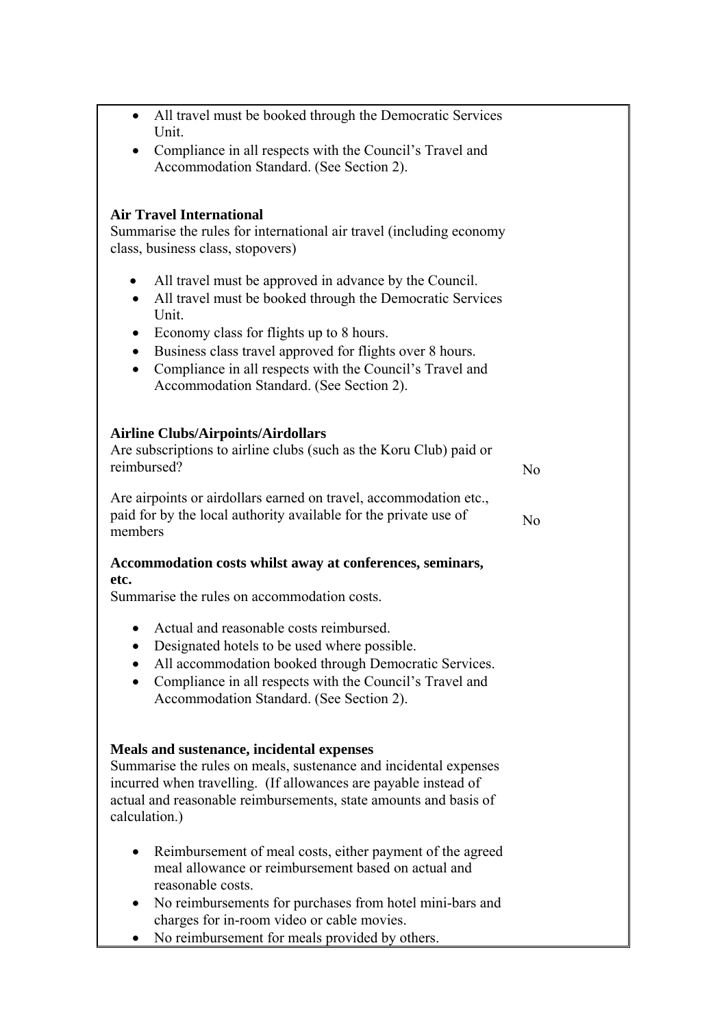- All travel must be booked through the Democratic Services Unit.
- Compliance in all respects with the Council's Travel and Accommodation Standard. (See Section 2).

**Air Travel International**
Summarise the rules for international air travel (including economy class, business class, stopovers)

- All travel must be approved in advance by the Council.
- All travel must be booked through the Democratic Services Unit.
- Economy class for flights up to 8 hours.
- Business class travel approved for flights over 8 hours.
- Compliance in all respects with the Council's Travel and Accommodation Standard. (See Section 2).

**Airline Clubs/Airpoints/Airdollars**

| | |
|---|---|
| Are subscriptions to airline clubs (such as the Koru Club) paid or reimbursed? | No |
| Are airpoints or airdollars earned on travel, accommodation etc., paid for by the local authority available for the private use of members | No |

**Accommodation costs whilst away at conferences, seminars, etc.**
Summarise the rules on accommodation costs.

- Actual and reasonable costs reimbursed.
- Designated hotels to be used where possible.
- All accommodation booked through Democratic Services.
- Compliance in all respects with the Council's Travel and Accommodation Standard. (See Section 2).

**Meals and sustenance, incidental expenses**
Summarise the rules on meals, sustenance and incidental expenses incurred when travelling. (If allowances are payable instead of actual and reasonable reimbursements, state amounts and basis of calculation.)

- Reimbursement of meal costs, either payment of the agreed meal allowance or reimbursement based on actual and reasonable costs.
- No reimbursements for purchases from hotel mini-bars and charges for in-room video or cable movies.
- No reimbursement for meals provided by others.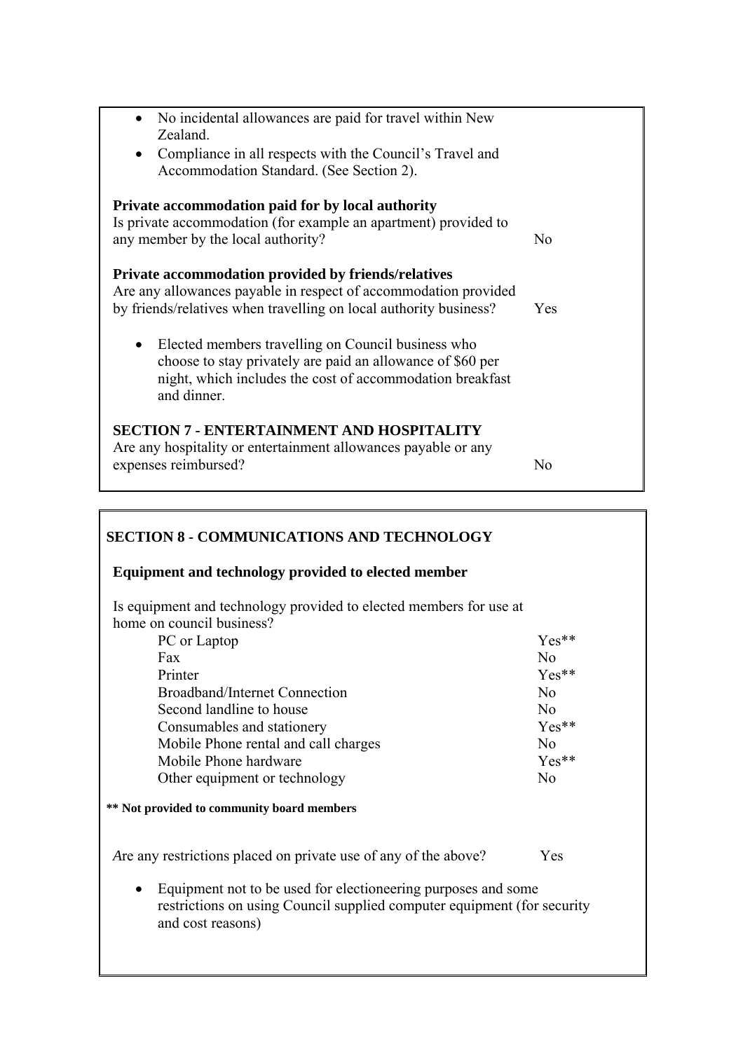- No incidental allowances are paid for travel within New Zealand.
- Compliance in all respects with the Council's Travel and Accommodation Standard. (See Section 2).

**Private accommodation paid for by local authority**

Is private accommodation (for example an apartment) provided to any member by the local authority? No

**Private accommodation provided by friends/relatives**

Are any allowances payable in respect of accommodation provided by friends/relatives when travelling on local authority business? Yes

- Elected members travelling on Council business who choose to stay privately are paid an allowance of $60 per night, which includes the cost of accommodation breakfast and dinner.

## SECTION 7 - ENTERTAINMENT AND HOSPITALITY

Are any hospitality or entertainment allowances payable or any expenses reimbursed? No

## SECTION 8 - COMMUNICATIONS AND TECHNOLOGY

### Equipment and technology provided to elected member

Is equipment and technology provided to elected members for use at home on council business?

| Item | Provided |
| --- | --- |
| PC or Laptop | Yes** |
| Fax | No |
| Printer | Yes** |
| Broadband/Internet Connection | No |
| Second landline to house | No |
| Consumables and stationery | Yes** |
| Mobile Phone rental and call charges | No |
| Mobile Phone hardware | Yes** |
| Other equipment or technology | No |

**** Not provided to community board members**

Are any restrictions placed on private use of any of the above? Yes

- Equipment not to be used for electioneering purposes and some restrictions on using Council supplied computer equipment (for security and cost reasons)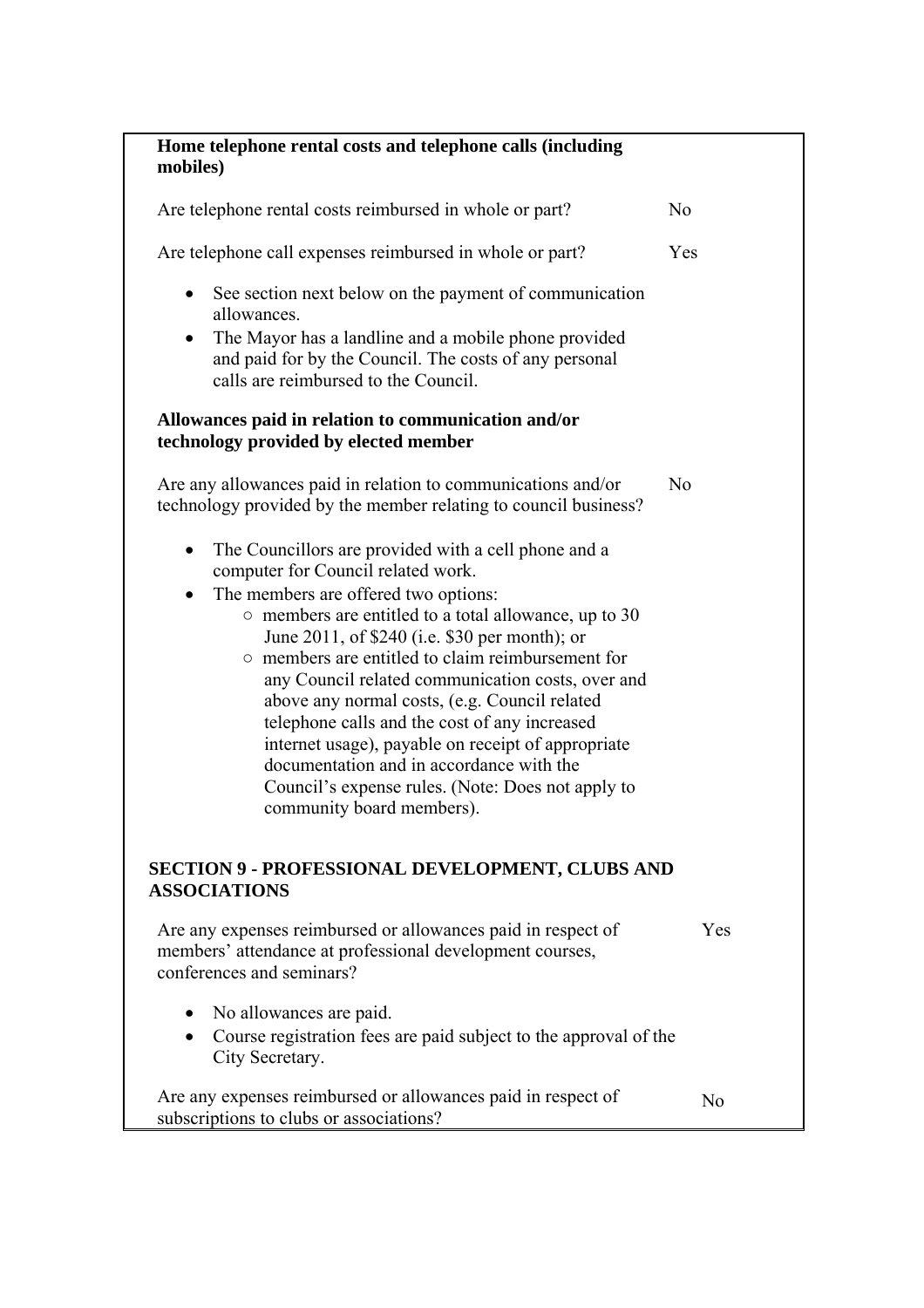**Home telephone rental costs and telephone calls (including mobiles)**

Are telephone rental costs reimbursed in whole or part? No

Are telephone call expenses reimbursed in whole or part? Yes

- See section next below on the payment of communication allowances.
- The Mayor has a landline and a mobile phone provided and paid for by the Council. The costs of any personal calls are reimbursed to the Council.

**Allowances paid in relation to communication and/or technology provided by elected member**

Are any allowances paid in relation to communications and/or technology provided by the member relating to council business? No

- The Councillors are provided with a cell phone and a computer for Council related work.
- The members are offered two options:
  - members are entitled to a total allowance, up to 30 June 2011, of $240 (i.e. $30 per month); or
  - members are entitled to claim reimbursement for any Council related communication costs, over and above any normal costs, (e.g. Council related telephone calls and the cost of any increased internet usage), payable on receipt of appropriate documentation and in accordance with the Council's expense rules. (Note: Does not apply to community board members).

## SECTION 9 - PROFESSIONAL DEVELOPMENT, CLUBS AND ASSOCIATIONS

Are any expenses reimbursed or allowances paid in respect of members' attendance at professional development courses, conferences and seminars? Yes

- No allowances are paid.
- Course registration fees are paid subject to the approval of the City Secretary.

Are any expenses reimbursed or allowances paid in respect of subscriptions to clubs or associations? No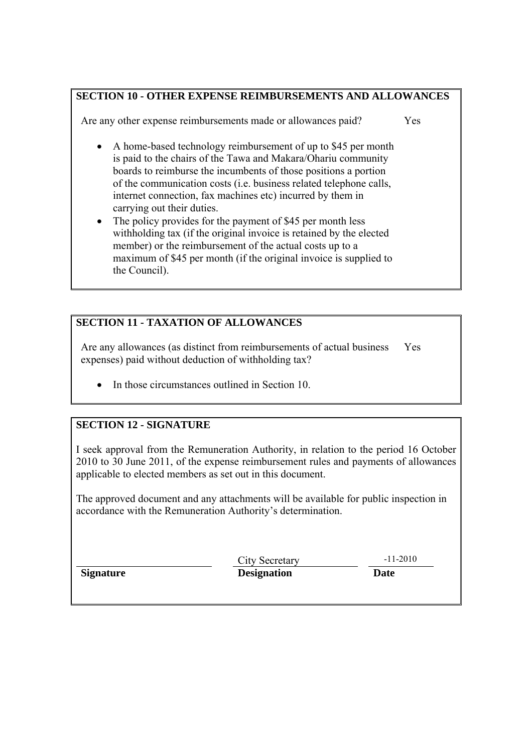## SECTION 10 - OTHER EXPENSE REIMBURSEMENTS AND ALLOWANCES

Are any other expense reimbursements made or allowances paid? Yes

- A home-based technology reimbursement of up to $45 per month is paid to the chairs of the Tawa and Makara/Ohariu community boards to reimburse the incumbents of those positions a portion of the communication costs (i.e. business related telephone calls, internet connection, fax machines etc) incurred by them in carrying out their duties.
- The policy provides for the payment of $45 per month less withholding tax (if the original invoice is retained by the elected member) or the reimbursement of the actual costs up to a maximum of $45 per month (if the original invoice is supplied to the Council).

## SECTION 11 - TAXATION OF ALLOWANCES

Are any allowances (as distinct from reimbursements of actual business expenses) paid without deduction of withholding tax? Yes

- In those circumstances outlined in Section 10.

## SECTION 12 - SIGNATURE

I seek approval from the Remuneration Authority, in relation to the period 16 October 2010 to 30 June 2011, of the expense reimbursement rules and payments of allowances applicable to elected members as set out in this document.

The approved document and any attachments will be available for public inspection in accordance with the Remuneration Authority's determination.

| | | |
|---|---|---|
| | City Secretary | -11-2010 |
| **Signature** | **Designation** | **Date** |